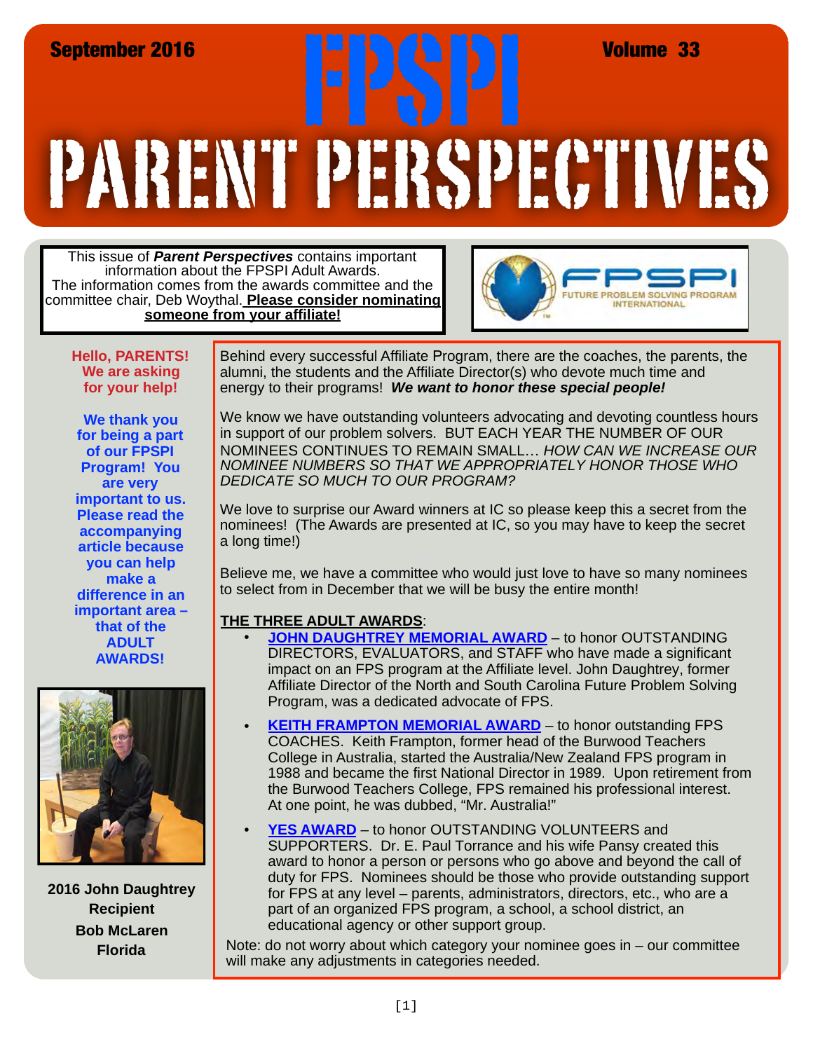September 2016 — Volume 33

# FPSPI PARENT PERSPECTIVES

This issue of ***Parent Perspectives*** contains important information about the FPSPI Adult Awards. The information comes from the awards committee and the committee chair, Deb Woythal. **Please consider nominating someone from your affiliate!**

FPSPI — FUTURE PROBLEM SOLVING PROGRAM INTERNATIONAL

**Hello, PARENTS! We are asking for your help!**

**We thank you for being a part of our FPSPI Program! You are very important to us. Please read the accompanying article because you can help make a difference in an important area – that of the ADULT AWARDS!**

**2016 John Daughtrey Recipient**
**Bob McLaren**
**Florida**

Behind every successful Affiliate Program, there are the coaches, the parents, the alumni, the students and the Affiliate Director(s) who devote much time and energy to their programs! ***We want to honor these special people!***

We know we have outstanding volunteers advocating and devoting countless hours in support of our problem solvers. BUT EACH YEAR THE NUMBER OF OUR NOMINEES CONTINUES TO REMAIN SMALL… *HOW CAN WE INCREASE OUR NOMINEE NUMBERS SO THAT WE APPROPRIATELY HONOR THOSE WHO DEDICATE SO MUCH TO OUR PROGRAM?*

We love to surprise our Award winners at IC so please keep this a secret from the nominees! (The Awards are presented at IC, so you may have to keep the secret a long time!)

Believe me, we have a committee who would just love to have so many nominees to select from in December that we will be busy the entire month!

**THE THREE ADULT AWARDS**:

- **JOHN DAUGHTREY MEMORIAL AWARD** – to honor OUTSTANDING DIRECTORS, EVALUATORS, and STAFF who have made a significant impact on an FPS program at the Affiliate level. John Daughtrey, former Affiliate Director of the North and South Carolina Future Problem Solving Program, was a dedicated advocate of FPS.
- **KEITH FRAMPTON MEMORIAL AWARD** – to honor outstanding FPS COACHES. Keith Frampton, former head of the Burwood Teachers College in Australia, started the Australia/New Zealand FPS program in 1988 and became the first National Director in 1989. Upon retirement from the Burwood Teachers College, FPS remained his professional interest. At one point, he was dubbed, "Mr. Australia!"
- **YES AWARD** – to honor OUTSTANDING VOLUNTEERS and SUPPORTERS. Dr. E. Paul Torrance and his wife Pansy created this award to honor a person or persons who go above and beyond the call of duty for FPS. Nominees should be those who provide outstanding support for FPS at any level – parents, administrators, directors, etc., who are a part of an organized FPS program, a school, a school district, an educational agency or other support group.

Note: do not worry about which category your nominee goes in – our committee will make any adjustments in categories needed.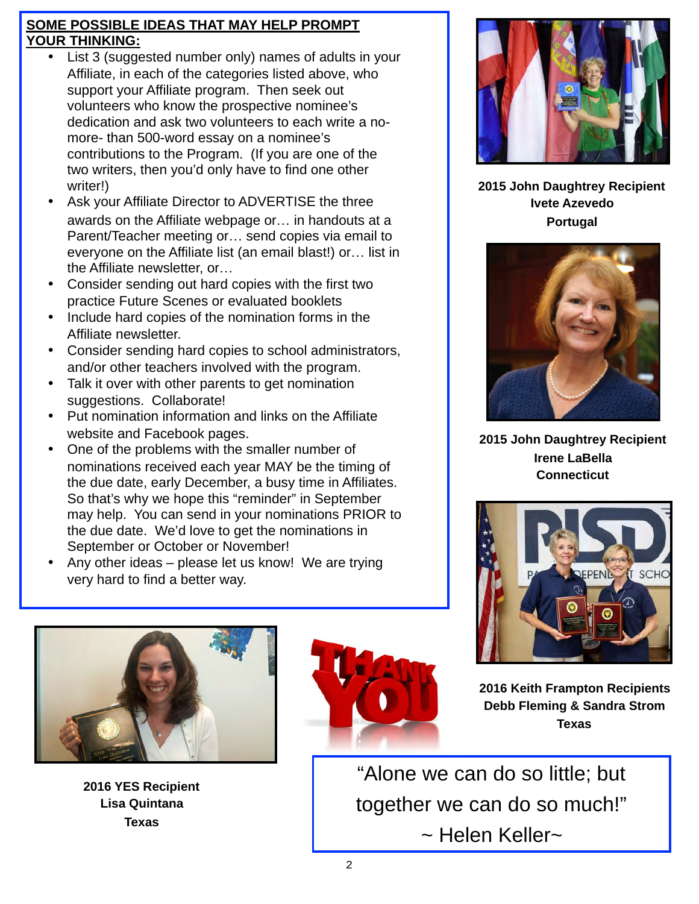**SOME POSSIBLE IDEAS THAT MAY HELP PROMPT YOUR THINKING:**

- List 3 (suggested number only) names of adults in your Affiliate, in each of the categories listed above, who support your Affiliate program. Then seek out volunteers who know the prospective nominee's dedication and ask two volunteers to each write a no-more- than 500-word essay on a nominee's contributions to the Program. (If you are one of the two writers, then you'd only have to find one other writer!)
- Ask your Affiliate Director to ADVERTISE the three awards on the Affiliate webpage or… in handouts at a Parent/Teacher meeting or… send copies via email to everyone on the Affiliate list (an email blast!) or… list in the Affiliate newsletter, or…
- Consider sending out hard copies with the first two practice Future Scenes or evaluated booklets
- Include hard copies of the nomination forms in the Affiliate newsletter.
- Consider sending hard copies to school administrators, and/or other teachers involved with the program.
- Talk it over with other parents to get nomination suggestions. Collaborate!
- Put nomination information and links on the Affiliate website and Facebook pages.
- One of the problems with the smaller number of nominations received each year MAY be the timing of the due date, early December, a busy time in Affiliates. So that's why we hope this "reminder" in September may help. You can send in your nominations PRIOR to the due date. We'd love to get the nominations in September or October or November!
- Any other ideas – please let us know! We are trying very hard to find a better way.

**2015 John Daughtrey Recipient**
**Ivete Azevedo**
**Portugal**

**2015 John Daughtrey Recipient**
**Irene LaBella**
**Connecticut**

**2016 Keith Frampton Recipients**
**Debb Fleming & Sandra Strom**
**Texas**

**2016 YES Recipient**
**Lisa Quintana**
**Texas**

"Alone we can do so little; but together we can do so much!"
~ Helen Keller~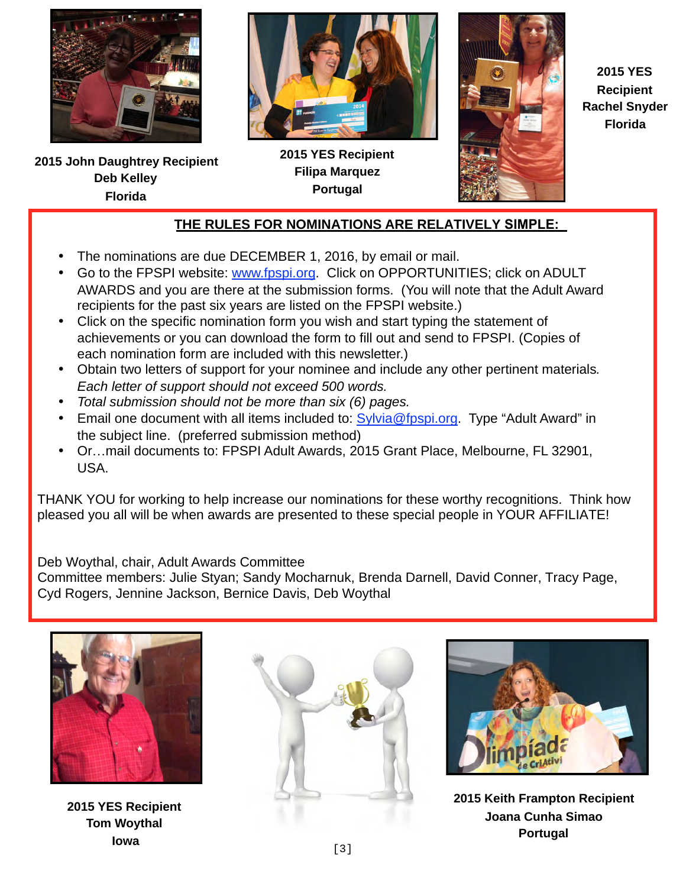**2015 John Daughtrey Recipient**
**Deb Kelley**
**Florida**

**2015 YES Recipient**
**Filipa Marquez**
**Portugal**

**2015 YES Recipient**
**Rachel Snyder**
**Florida**

## THE RULES FOR NOMINATIONS ARE RELATIVELY SIMPLE:

- The nominations are due DECEMBER 1, 2016, by email or mail.
- Go to the FPSPI website: www.fpspi.org. Click on OPPORTUNITIES; click on ADULT AWARDS and you are there at the submission forms. (You will note that the Adult Award recipients for the past six years are listed on the FPSPI website.)
- Click on the specific nomination form you wish and start typing the statement of achievements or you can download the form to fill out and send to FPSPI. (Copies of each nomination form are included with this newsletter.)
- Obtain two letters of support for your nominee and include any other pertinent materials. *Each letter of support should not exceed 500 words.*
- *Total submission should not be more than six (6) pages.*
- Email one document with all items included to: Sylvia@fpspi.org. Type "Adult Award" in the subject line. (preferred submission method)
- Or…mail documents to: FPSPI Adult Awards, 2015 Grant Place, Melbourne, FL 32901, USA.

THANK YOU for working to help increase our nominations for these worthy recognitions. Think how pleased you all will be when awards are presented to these special people in YOUR AFFILIATE!

Deb Woythal, chair, Adult Awards Committee
Committee members: Julie Styan; Sandy Mocharnuk, Brenda Darnell, David Conner, Tracy Page, Cyd Rogers, Jennine Jackson, Bernice Davis, Deb Woythal

**2015 YES Recipient**
**Tom Woythal**
**Iowa**

**2015 Keith Frampton Recipient**
**Joana Cunha Simao**
**Portugal**